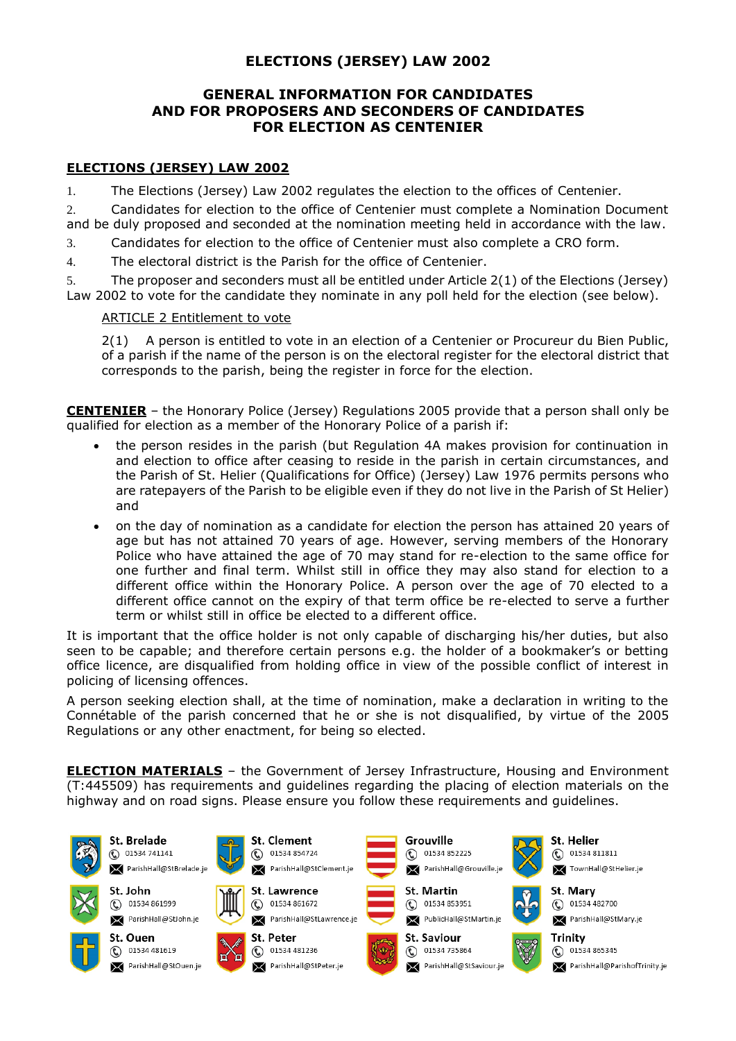# ELECTIONS (JERSEY) LAW 2002

## GENERAL INFORMATION FOR CANDIDATES AND FOR PROPOSERS AND SECONDERS OF CANDIDATES FOR ELECTION AS CENTENIER

### ELECTIONS (JERSEY) LAW 2002

1. The Elections (Jersey) Law 2002 regulates the election to the offices of Centenier.
2. Candidates for election to the office of Centenier must complete a Nomination Document and be duly proposed and seconded at the nomination meeting held in accordance with the law.
3. Candidates for election to the office of Centenier must also complete a CRO form.
4. The electoral district is the Parish for the office of Centenier.
5. The proposer and seconders must all be entitled under Article 2(1) of the Elections (Jersey) Law 2002 to vote for the candidate they nominate in any poll held for the election (see below).

> ARTICLE 2 Entitlement to vote
>
> 2(1) A person is entitled to vote in an election of a Centenier or Procureur du Bien Public, of a parish if the name of the person is on the electoral register for the electoral district that corresponds to the parish, being the register in force for the election.

**CENTENIER** – the Honorary Police (Jersey) Regulations 2005 provide that a person shall only be qualified for election as a member of the Honorary Police of a parish if:

- the person resides in the parish (but Regulation 4A makes provision for continuation in and election to office after ceasing to reside in the parish in certain circumstances, and the Parish of St. Helier (Qualifications for Office) (Jersey) Law 1976 permits persons who are ratepayers of the Parish to be eligible even if they do not live in the Parish of St Helier) and
- on the day of nomination as a candidate for election the person has attained 20 years of age but has not attained 70 years of age. However, serving members of the Honorary Police who have attained the age of 70 may stand for re-election to the same office for one further and final term. Whilst still in office they may also stand for election to a different office within the Honorary Police. A person over the age of 70 elected to a different office cannot on the expiry of that term office be re-elected to serve a further term or whilst still in office be elected to a different office.

It is important that the office holder is not only capable of discharging his/her duties, but also seen to be capable; and therefore certain persons e.g. the holder of a bookmaker's or betting office licence, are disqualified from holding office in view of the possible conflict of interest in policing of licensing offences.

A person seeking election shall, at the time of nomination, make a declaration in writing to the Connétable of the parish concerned that he or she is not disqualified, by virtue of the 2005 Regulations or any other enactment, for being so elected.

**ELECTION MATERIALS** – the Government of Jersey Infrastructure, Housing and Environment (T:445509) has requirements and guidelines regarding the placing of election materials on the highway and on road signs. Please ensure you follow these requirements and guidelines.

| Parish | Telephone | Email |
|---|---|---|
| St. Brelade | 01534 741141 | ParishHall@StBrelade.je |
| St. Clement | 01534 854724 | ParishHall@StClement.je |
| Grouville | 01534 852225 | ParishHall@Grouville.je |
| St. Helier | 01534 811811 | TownHall@StHelier.je |
| St. John | 01534 861999 | ParishHall@StJohn.je |
| St. Lawrence | 01534 861672 | ParishHall@StLawrence.je |
| St. Martin | 01534 853951 | PublicHall@StMartin.je |
| St. Mary | 01534 482700 | ParishHall@StMary.je |
| St. Ouen | 01534 481619 | ParishHall@StOuen.je |
| St. Peter | 01534 481236 | ParishHall@StPeter.je |
| St. Saviour | 01534 735864 | ParishHall@StSaviour.je |
| Trinity | 01534 865345 | ParishHall@ParishofTrinity.je |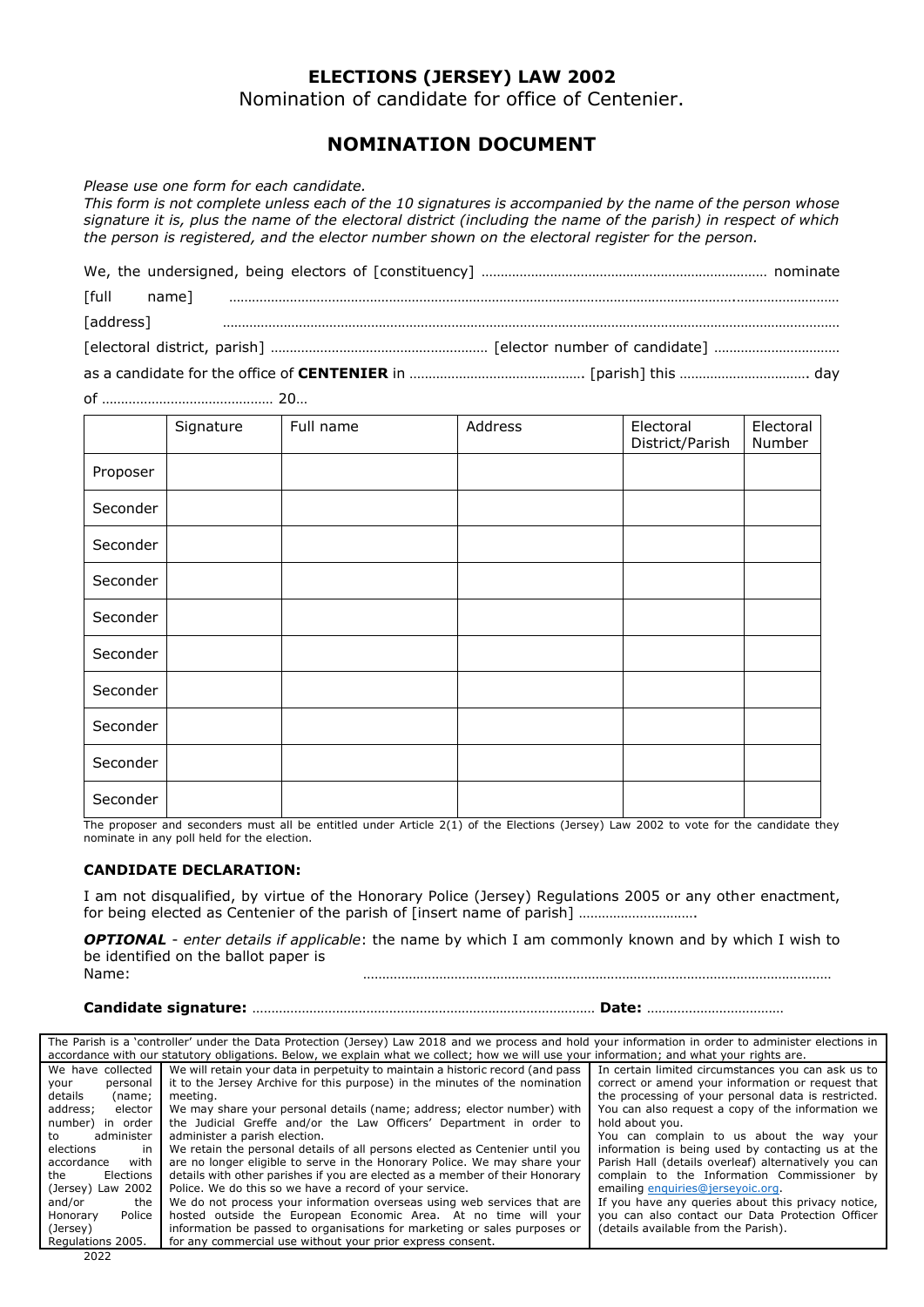## ELECTIONS (JERSEY) LAW 2002

Nomination of candidate for office of Centenier.

## NOMINATION DOCUMENT

*Please use one form for each candidate.*
*This form is not complete unless each of the 10 signatures is accompanied by the name of the person whose signature it is, plus the name of the electoral district (including the name of the parish) in respect of which the person is registered, and the elector number shown on the electoral register for the person.*

We, the undersigned, being electors of [constituency] ………………………………………………………………… nominate

[full name] ……………………………………………………………………………………………………………………………………

[address] ……………………………………………………………………………………………………………………………………

[electoral district, parish] ………………………………………………… [elector number of candidate] ……………………………

as a candidate for the office of **CENTENIER** in ………………………………………. [parish] this ……………………………. day of ……………………………………… 20…

| | Signature | Full name | Address | Electoral District/Parish | Electoral Number |
|---|---|---|---|---|---|
| Proposer | | | | | |
| Seconder | | | | | |
| Seconder | | | | | |
| Seconder | | | | | |
| Seconder | | | | | |
| Seconder | | | | | |
| Seconder | | | | | |
| Seconder | | | | | |
| Seconder | | | | | |
| Seconder | | | | | |

The proposer and seconders must all be entitled under Article 2(1) of the Elections (Jersey) Law 2002 to vote for the candidate they nominate in any poll held for the election.

**CANDIDATE DECLARATION:**

I am not disqualified, by virtue of the Honorary Police (Jersey) Regulations 2005 or any other enactment, for being elected as Centenier of the parish of [insert name of parish] ………………………….

***OPTIONAL*** - *enter details if applicable*: the name by which I am commonly known and by which I wish to be identified on the ballot paper is
Name: ……………………………………………………………………………………………………………

**Candidate signature:** ……………………………………………………………………………… **Date:** ………………………………

The Parish is a 'controller' under the Data Protection (Jersey) Law 2018 and we process and hold your information in order to administer elections in accordance with our statutory obligations. Below, we explain what we collect; how we will use your information; and what your rights are.

| | | |
|---|---|---|
| We have collected your personal details (name; address; elector number) in order to administer elections in accordance with the Elections (Jersey) Law 2002 and/or the Honorary Police (Jersey) Regulations 2005. | We will retain your data in perpetuity to maintain a historic record (and pass it to the Jersey Archive for this purpose) in the minutes of the nomination meeting.<br>We may share your personal details (name; address; elector number) with the Judicial Greffe and/or the Law Officers' Department in order to administer a parish election.<br>We retain the personal details of all persons elected as Centenier until you are no longer eligible to serve in the Honorary Police. We may share your details with other parishes if you are elected as a member of their Honorary Police. We do this so we have a record of your service.<br>We do not process your information overseas using web services that are hosted outside the European Economic Area. At no time will your information be passed to organisations for marketing or sales purposes or for any commercial use without your prior express consent. | In certain limited circumstances you can ask us to correct or amend your information or request that the processing of your personal data is restricted. You can also request a copy of the information we hold about you.<br>You can complain to us about the way your information is being used by contacting us at the Parish Hall (details overleaf) alternatively you can complain to the Information Commissioner by emailing enquiries@jerseyoic.org.<br>If you have any queries about this privacy notice, you can also contact our Data Protection Officer (details available from the Parish). |

2022